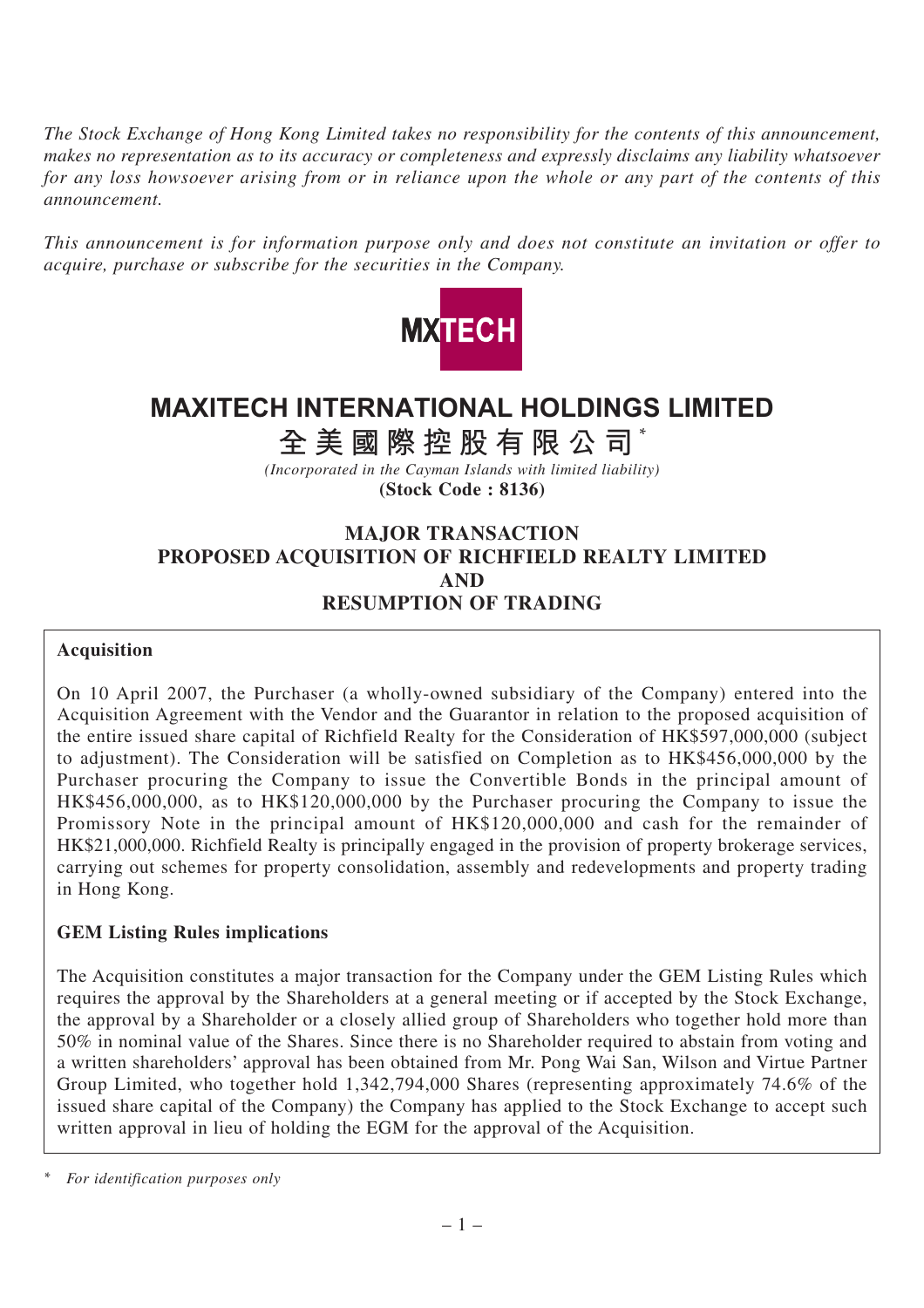*The Stock Exchange of Hong Kong Limited takes no responsibility for the contents of this announcement, makes no representation as to its accuracy or completeness and expressly disclaims any liability whatsoever for any loss howsoever arising from or in reliance upon the whole or any part of the contents of this announcement.*

*This announcement is for information purpose only and does not constitute an invitation or offer to acquire, purchase or subscribe for the securities in the Company.*

MXTECH

# MAXITECH INTERNATIONAL HOLDINGS LIMITED

# 全美國際控股有限公司*

*(Incorporated in the Cayman Islands with limited liability)*

**(Stock Code : 8136)**

## MAJOR TRANSACTION PROPOSED ACQUISITION OF RICHFIELD REALTY LIMITED AND RESUMPTION OF TRADING

**Acquisition**

On 10 April 2007, the Purchaser (a wholly-owned subsidiary of the Company) entered into the Acquisition Agreement with the Vendor and the Guarantor in relation to the proposed acquisition of the entire issued share capital of Richfield Realty for the Consideration of HK$597,000,000 (subject to adjustment). The Consideration will be satisfied on Completion as to HK$456,000,000 by the Purchaser procuring the Company to issue the Convertible Bonds in the principal amount of HK$456,000,000, as to HK$120,000,000 by the Purchaser procuring the Company to issue the Promissory Note in the principal amount of HK$120,000,000 and cash for the remainder of HK$21,000,000. Richfield Realty is principally engaged in the provision of property brokerage services, carrying out schemes for property consolidation, assembly and redevelopments and property trading in Hong Kong.

**GEM Listing Rules implications**

The Acquisition constitutes a major transaction for the Company under the GEM Listing Rules which requires the approval by the Shareholders at a general meeting or if accepted by the Stock Exchange, the approval by a Shareholder or a closely allied group of Shareholders who together hold more than 50% in nominal value of the Shares. Since there is no Shareholder required to abstain from voting and a written shareholders' approval has been obtained from Mr. Pong Wai San, Wilson and Virtue Partner Group Limited, who together hold 1,342,794,000 Shares (representing approximately 74.6% of the issued share capital of the Company) the Company has applied to the Stock Exchange to accept such written approval in lieu of holding the EGM for the approval of the Acquisition.

\* *For identification purposes only*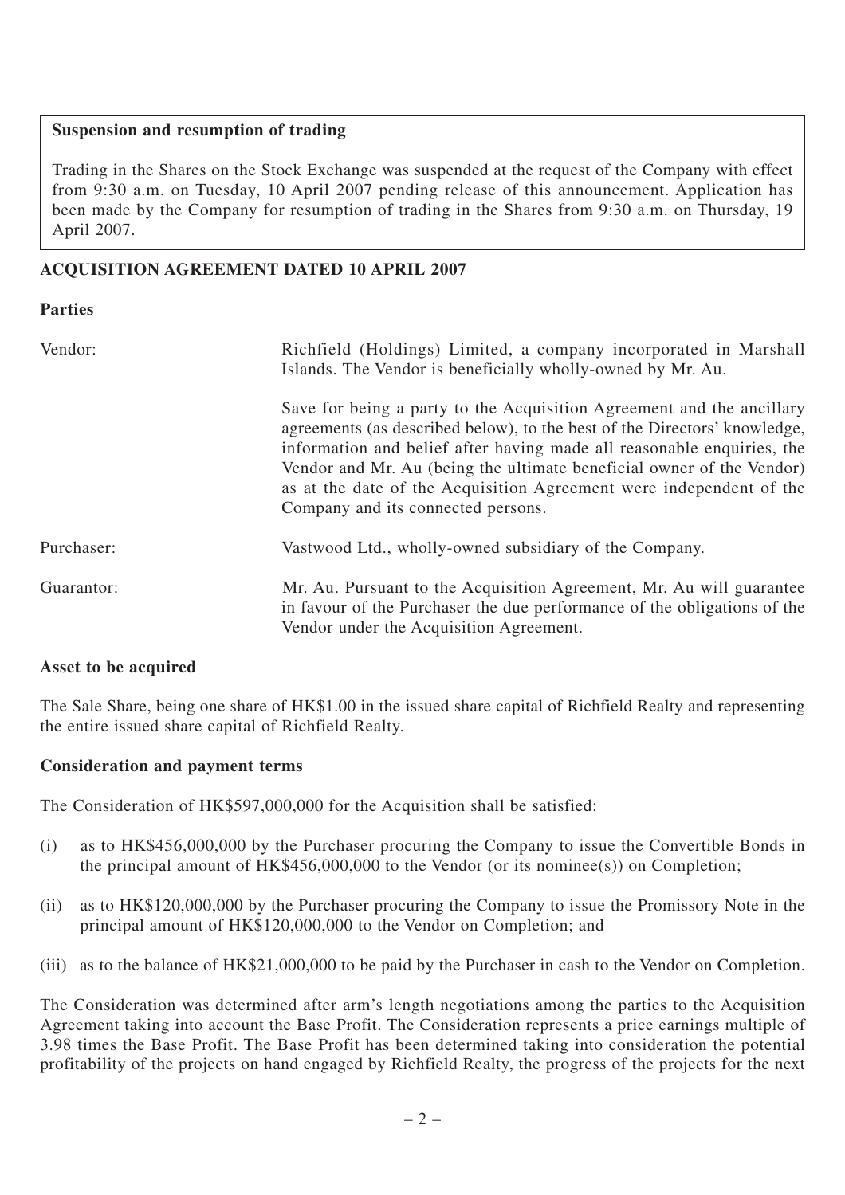**Suspension and resumption of trading**

Trading in the Shares on the Stock Exchange was suspended at the request of the Company with effect from 9:30 a.m. on Tuesday, 10 April 2007 pending release of this announcement. Application has been made by the Company for resumption of trading in the Shares from 9:30 a.m. on Thursday, 19 April 2007.

## ACQUISITION AGREEMENT DATED 10 APRIL 2007

**Parties**

Vendor: Richfield (Holdings) Limited, a company incorporated in Marshall Islands. The Vendor is beneficially wholly-owned by Mr. Au.

Save for being a party to the Acquisition Agreement and the ancillary agreements (as described below), to the best of the Directors' knowledge, information and belief after having made all reasonable enquiries, the Vendor and Mr. Au (being the ultimate beneficial owner of the Vendor) as at the date of the Acquisition Agreement were independent of the Company and its connected persons.

Purchaser: Vastwood Ltd., wholly-owned subsidiary of the Company.

Guarantor: Mr. Au. Pursuant to the Acquisition Agreement, Mr. Au will guarantee in favour of the Purchaser the due performance of the obligations of the Vendor under the Acquisition Agreement.

**Asset to be acquired**

The Sale Share, being one share of HK$1.00 in the issued share capital of Richfield Realty and representing the entire issued share capital of Richfield Realty.

**Consideration and payment terms**

The Consideration of HK$597,000,000 for the Acquisition shall be satisfied:

(i) as to HK$456,000,000 by the Purchaser procuring the Company to issue the Convertible Bonds in the principal amount of HK$456,000,000 to the Vendor (or its nominee(s)) on Completion;

(ii) as to HK$120,000,000 by the Purchaser procuring the Company to issue the Promissory Note in the principal amount of HK$120,000,000 to the Vendor on Completion; and

(iii) as to the balance of HK$21,000,000 to be paid by the Purchaser in cash to the Vendor on Completion.

The Consideration was determined after arm's length negotiations among the parties to the Acquisition Agreement taking into account the Base Profit. The Consideration represents a price earnings multiple of 3.98 times the Base Profit. The Base Profit has been determined taking into consideration the potential profitability of the projects on hand engaged by Richfield Realty, the progress of the projects for the next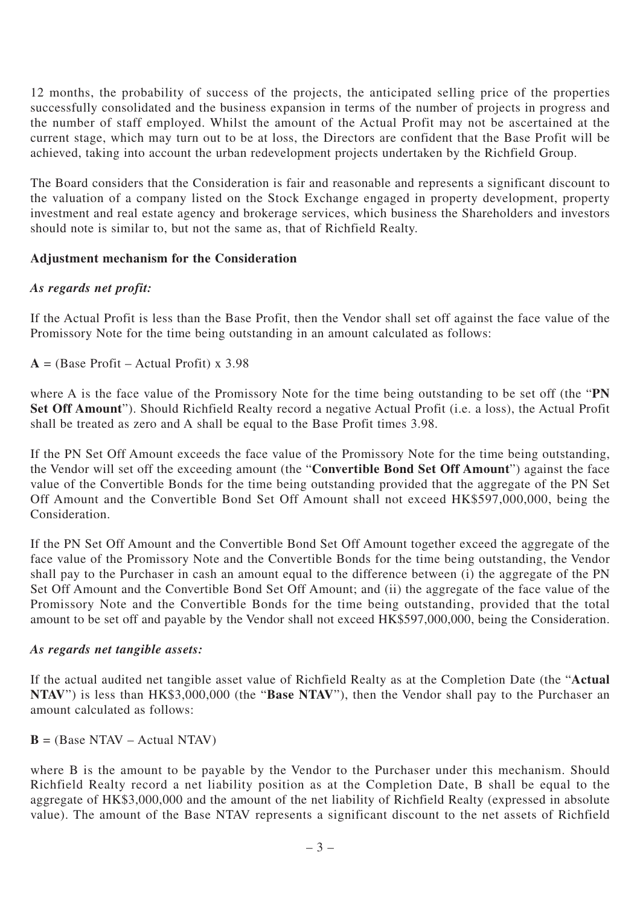12 months, the probability of success of the projects, the anticipated selling price of the properties successfully consolidated and the business expansion in terms of the number of projects in progress and the number of staff employed. Whilst the amount of the Actual Profit may not be ascertained at the current stage, which may turn out to be at loss, the Directors are confident that the Base Profit will be achieved, taking into account the urban redevelopment projects undertaken by the Richfield Group.

The Board considers that the Consideration is fair and reasonable and represents a significant discount to the valuation of a company listed on the Stock Exchange engaged in property development, property investment and real estate agency and brokerage services, which business the Shareholders and investors should note is similar to, but not the same as, that of Richfield Realty.

**Adjustment mechanism for the Consideration**

***As regards net profit:***

If the Actual Profit is less than the Base Profit, then the Vendor shall set off against the face value of the Promissory Note for the time being outstanding in an amount calculated as follows:

**A** = (Base Profit – Actual Profit) x 3.98

where A is the face value of the Promissory Note for the time being outstanding to be set off (the "**PN Set Off Amount**"). Should Richfield Realty record a negative Actual Profit (i.e. a loss), the Actual Profit shall be treated as zero and A shall be equal to the Base Profit times 3.98.

If the PN Set Off Amount exceeds the face value of the Promissory Note for the time being outstanding, the Vendor will set off the exceeding amount (the "**Convertible Bond Set Off Amount**") against the face value of the Convertible Bonds for the time being outstanding provided that the aggregate of the PN Set Off Amount and the Convertible Bond Set Off Amount shall not exceed HK$597,000,000, being the Consideration.

If the PN Set Off Amount and the Convertible Bond Set Off Amount together exceed the aggregate of the face value of the Promissory Note and the Convertible Bonds for the time being outstanding, the Vendor shall pay to the Purchaser in cash an amount equal to the difference between (i) the aggregate of the PN Set Off Amount and the Convertible Bond Set Off Amount; and (ii) the aggregate of the face value of the Promissory Note and the Convertible Bonds for the time being outstanding, provided that the total amount to be set off and payable by the Vendor shall not exceed HK$597,000,000, being the Consideration.

***As regards net tangible assets:***

If the actual audited net tangible asset value of Richfield Realty as at the Completion Date (the "**Actual NTAV**") is less than HK$3,000,000 (the "**Base NTAV**"), then the Vendor shall pay to the Purchaser an amount calculated as follows:

**B** = (Base NTAV – Actual NTAV)

where B is the amount to be payable by the Vendor to the Purchaser under this mechanism. Should Richfield Realty record a net liability position as at the Completion Date, B shall be equal to the aggregate of HK$3,000,000 and the amount of the net liability of Richfield Realty (expressed in absolute value). The amount of the Base NTAV represents a significant discount to the net assets of Richfield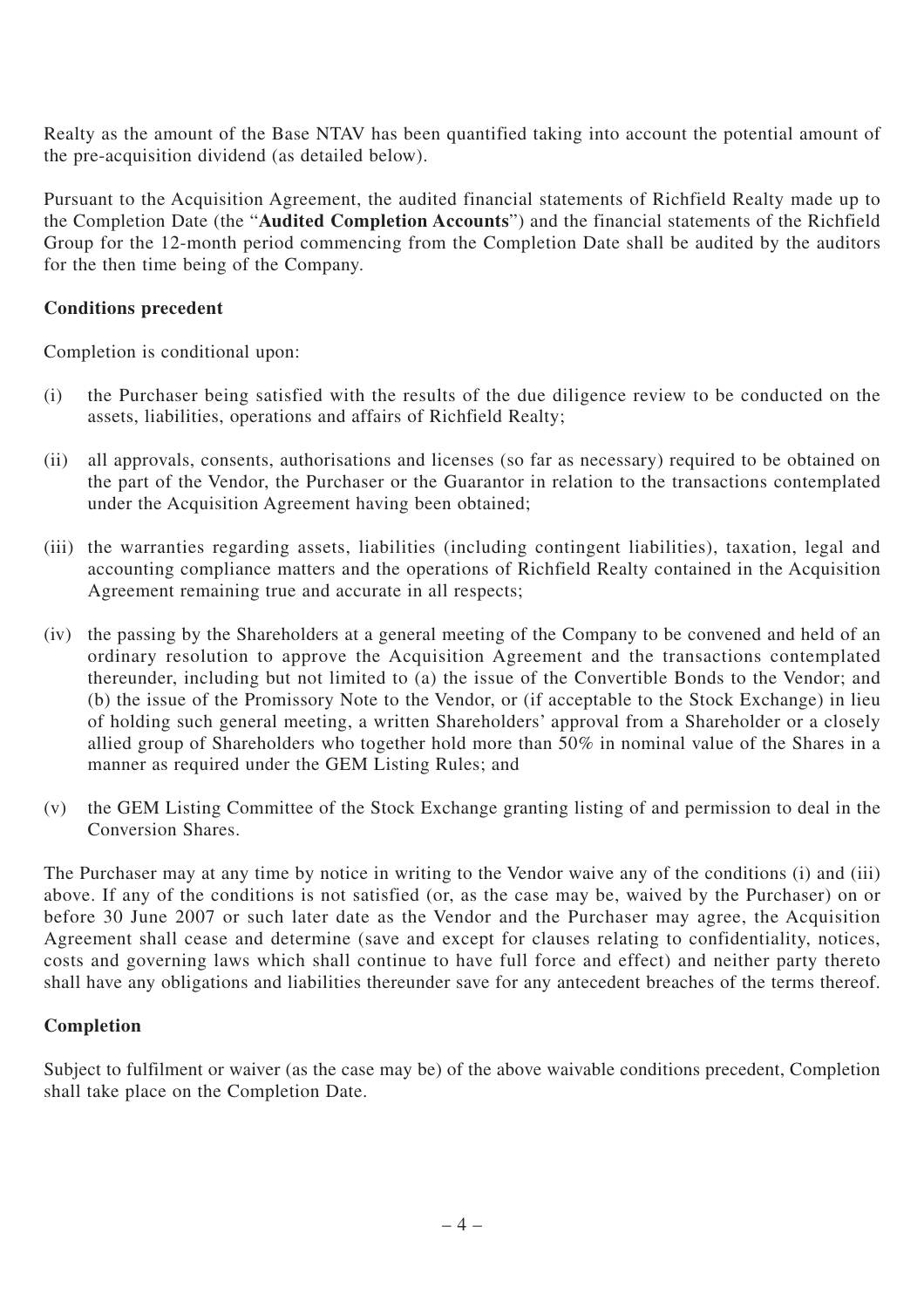Realty as the amount of the Base NTAV has been quantified taking into account the potential amount of the pre-acquisition dividend (as detailed below).

Pursuant to the Acquisition Agreement, the audited financial statements of Richfield Realty made up to the Completion Date (the "**Audited Completion Accounts**") and the financial statements of the Richfield Group for the 12-month period commencing from the Completion Date shall be audited by the auditors for the then time being of the Company.

**Conditions precedent**

Completion is conditional upon:

(i) the Purchaser being satisfied with the results of the due diligence review to be conducted on the assets, liabilities, operations and affairs of Richfield Realty;

(ii) all approvals, consents, authorisations and licenses (so far as necessary) required to be obtained on the part of the Vendor, the Purchaser or the Guarantor in relation to the transactions contemplated under the Acquisition Agreement having been obtained;

(iii) the warranties regarding assets, liabilities (including contingent liabilities), taxation, legal and accounting compliance matters and the operations of Richfield Realty contained in the Acquisition Agreement remaining true and accurate in all respects;

(iv) the passing by the Shareholders at a general meeting of the Company to be convened and held of an ordinary resolution to approve the Acquisition Agreement and the transactions contemplated thereunder, including but not limited to (a) the issue of the Convertible Bonds to the Vendor; and (b) the issue of the Promissory Note to the Vendor, or (if acceptable to the Stock Exchange) in lieu of holding such general meeting, a written Shareholders' approval from a Shareholder or a closely allied group of Shareholders who together hold more than 50% in nominal value of the Shares in a manner as required under the GEM Listing Rules; and

(v) the GEM Listing Committee of the Stock Exchange granting listing of and permission to deal in the Conversion Shares.

The Purchaser may at any time by notice in writing to the Vendor waive any of the conditions (i) and (iii) above. If any of the conditions is not satisfied (or, as the case may be, waived by the Purchaser) on or before 30 June 2007 or such later date as the Vendor and the Purchaser may agree, the Acquisition Agreement shall cease and determine (save and except for clauses relating to confidentiality, notices, costs and governing laws which shall continue to have full force and effect) and neither party thereto shall have any obligations and liabilities thereunder save for any antecedent breaches of the terms thereof.

**Completion**

Subject to fulfilment or waiver (as the case may be) of the above waivable conditions precedent, Completion shall take place on the Completion Date.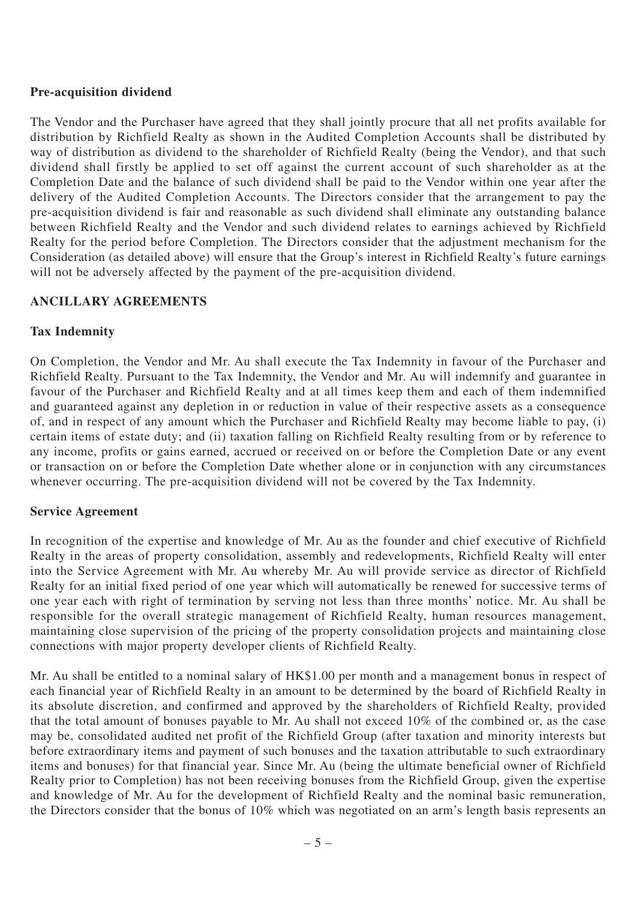**Pre-acquisition dividend**

The Vendor and the Purchaser have agreed that they shall jointly procure that all net profits available for distribution by Richfield Realty as shown in the Audited Completion Accounts shall be distributed by way of distribution as dividend to the shareholder of Richfield Realty (being the Vendor), and that such dividend shall firstly be applied to set off against the current account of such shareholder as at the Completion Date and the balance of such dividend shall be paid to the Vendor within one year after the delivery of the Audited Completion Accounts. The Directors consider that the arrangement to pay the pre-acquisition dividend is fair and reasonable as such dividend shall eliminate any outstanding balance between Richfield Realty and the Vendor and such dividend relates to earnings achieved by Richfield Realty for the period before Completion. The Directors consider that the adjustment mechanism for the Consideration (as detailed above) will ensure that the Group's interest in Richfield Realty's future earnings will not be adversely affected by the payment of the pre-acquisition dividend.

## ANCILLARY AGREEMENTS

**Tax Indemnity**

On Completion, the Vendor and Mr. Au shall execute the Tax Indemnity in favour of the Purchaser and Richfield Realty. Pursuant to the Tax Indemnity, the Vendor and Mr. Au will indemnify and guarantee in favour of the Purchaser and Richfield Realty and at all times keep them and each of them indemnified and guaranteed against any depletion in or reduction in value of their respective assets as a consequence of, and in respect of any amount which the Purchaser and Richfield Realty may become liable to pay, (i) certain items of estate duty; and (ii) taxation falling on Richfield Realty resulting from or by reference to any income, profits or gains earned, accrued or received on or before the Completion Date or any event or transaction on or before the Completion Date whether alone or in conjunction with any circumstances whenever occurring. The pre-acquisition dividend will not be covered by the Tax Indemnity.

**Service Agreement**

In recognition of the expertise and knowledge of Mr. Au as the founder and chief executive of Richfield Realty in the areas of property consolidation, assembly and redevelopments, Richfield Realty will enter into the Service Agreement with Mr. Au whereby Mr. Au will provide service as director of Richfield Realty for an initial fixed period of one year which will automatically be renewed for successive terms of one year each with right of termination by serving not less than three months' notice. Mr. Au shall be responsible for the overall strategic management of Richfield Realty, human resources management, maintaining close supervision of the pricing of the property consolidation projects and maintaining close connections with major property developer clients of Richfield Realty.

Mr. Au shall be entitled to a nominal salary of HK$1.00 per month and a management bonus in respect of each financial year of Richfield Realty in an amount to be determined by the board of Richfield Realty in its absolute discretion, and confirmed and approved by the shareholders of Richfield Realty, provided that the total amount of bonuses payable to Mr. Au shall not exceed 10% of the combined or, as the case may be, consolidated audited net profit of the Richfield Group (after taxation and minority interests but before extraordinary items and payment of such bonuses and the taxation attributable to such extraordinary items and bonuses) for that financial year. Since Mr. Au (being the ultimate beneficial owner of Richfield Realty prior to Completion) has not been receiving bonuses from the Richfield Group, given the expertise and knowledge of Mr. Au for the development of Richfield Realty and the nominal basic remuneration, the Directors consider that the bonus of 10% which was negotiated on an arm's length basis represents an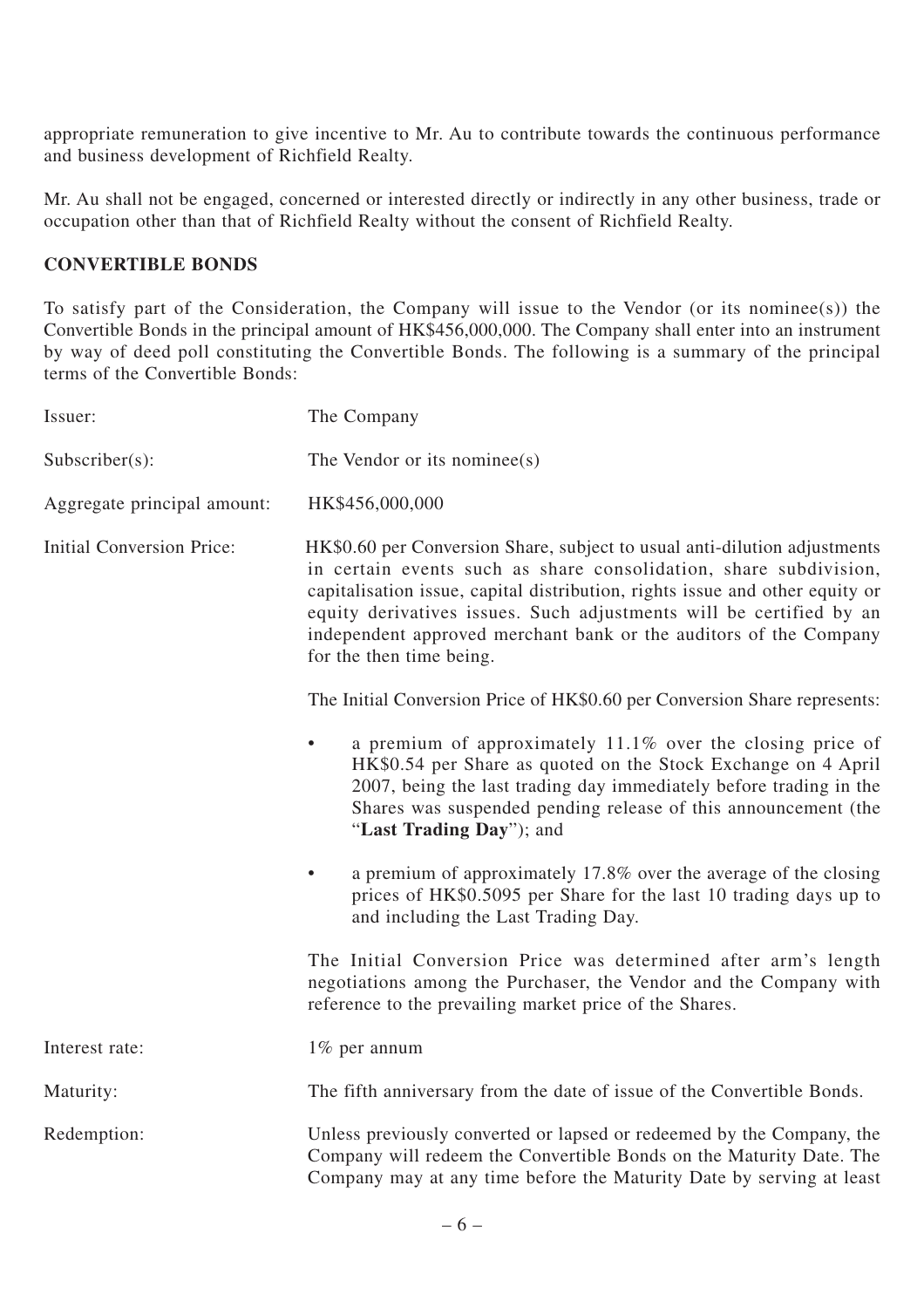appropriate remuneration to give incentive to Mr. Au to contribute towards the continuous performance and business development of Richfield Realty.

Mr. Au shall not be engaged, concerned or interested directly or indirectly in any other business, trade or occupation other than that of Richfield Realty without the consent of Richfield Realty.

## CONVERTIBLE BONDS

To satisfy part of the Consideration, the Company will issue to the Vendor (or its nominee(s)) the Convertible Bonds in the principal amount of HK$456,000,000. The Company shall enter into an instrument by way of deed poll constituting the Convertible Bonds. The following is a summary of the principal terms of the Convertible Bonds:

Issuer: The Company

Subscriber(s): The Vendor or its nominee(s)

Aggregate principal amount: HK$456,000,000

Initial Conversion Price: HK$0.60 per Conversion Share, subject to usual anti-dilution adjustments in certain events such as share consolidation, share subdivision, capitalisation issue, capital distribution, rights issue and other equity or equity derivatives issues. Such adjustments will be certified by an independent approved merchant bank or the auditors of the Company for the then time being.

The Initial Conversion Price of HK$0.60 per Conversion Share represents:

- a premium of approximately 11.1% over the closing price of HK$0.54 per Share as quoted on the Stock Exchange on 4 April 2007, being the last trading day immediately before trading in the Shares was suspended pending release of this announcement (the "**Last Trading Day**"); and
- a premium of approximately 17.8% over the average of the closing prices of HK$0.5095 per Share for the last 10 trading days up to and including the Last Trading Day.

The Initial Conversion Price was determined after arm's length negotiations among the Purchaser, the Vendor and the Company with reference to the prevailing market price of the Shares.

Interest rate: 1% per annum

Maturity: The fifth anniversary from the date of issue of the Convertible Bonds.

Redemption: Unless previously converted or lapsed or redeemed by the Company, the Company will redeem the Convertible Bonds on the Maturity Date. The Company may at any time before the Maturity Date by serving at least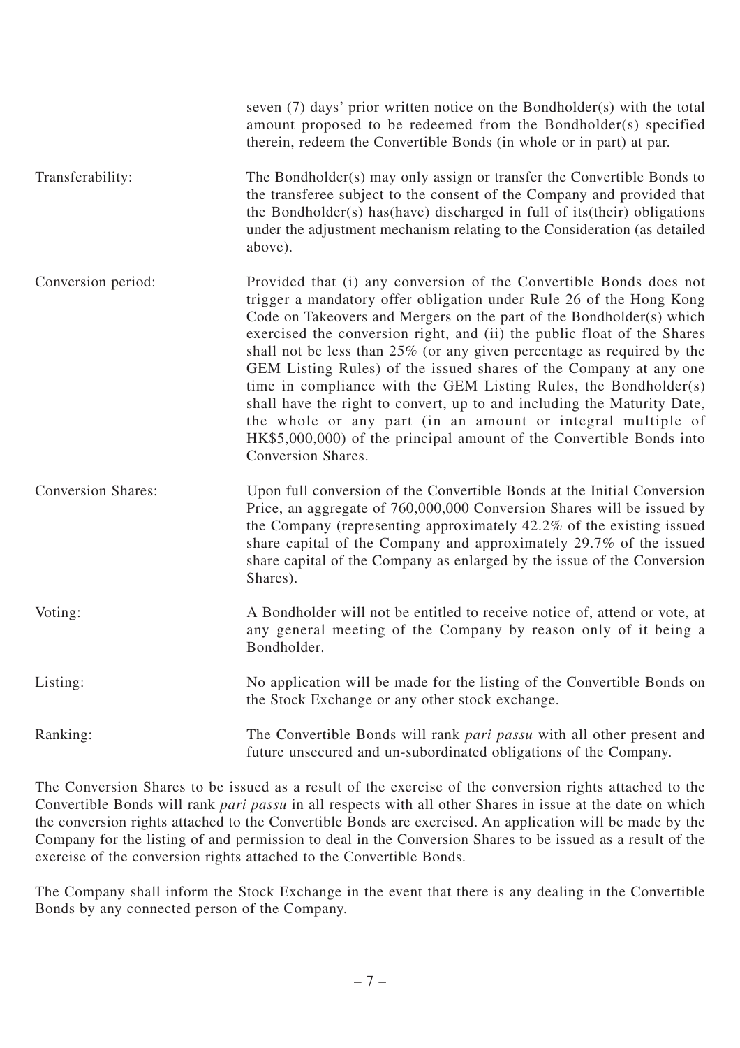|  |  |
|---|---|
|  | seven (7) days' prior written notice on the Bondholder(s) with the total amount proposed to be redeemed from the Bondholder(s) specified therein, redeem the Convertible Bonds (in whole or in part) at par. |
| Transferability: | The Bondholder(s) may only assign or transfer the Convertible Bonds to the transferee subject to the consent of the Company and provided that the Bondholder(s) has(have) discharged in full of its(their) obligations under the adjustment mechanism relating to the Consideration (as detailed above). |
| Conversion period: | Provided that (i) any conversion of the Convertible Bonds does not trigger a mandatory offer obligation under Rule 26 of the Hong Kong Code on Takeovers and Mergers on the part of the Bondholder(s) which exercised the conversion right, and (ii) the public float of the Shares shall not be less than 25% (or any given percentage as required by the GEM Listing Rules) of the issued shares of the Company at any one time in compliance with the GEM Listing Rules, the Bondholder(s) shall have the right to convert, up to and including the Maturity Date, the whole or any part (in an amount or integral multiple of HK$5,000,000) of the principal amount of the Convertible Bonds into Conversion Shares. |
| Conversion Shares: | Upon full conversion of the Convertible Bonds at the Initial Conversion Price, an aggregate of 760,000,000 Conversion Shares will be issued by the Company (representing approximately 42.2% of the existing issued share capital of the Company and approximately 29.7% of the issued share capital of the Company as enlarged by the issue of the Conversion Shares). |
| Voting: | A Bondholder will not be entitled to receive notice of, attend or vote, at any general meeting of the Company by reason only of it being a Bondholder. |
| Listing: | No application will be made for the listing of the Convertible Bonds on the Stock Exchange or any other stock exchange. |
| Ranking: | The Convertible Bonds will rank *pari passu* with all other present and future unsecured and un-subordinated obligations of the Company. |

The Conversion Shares to be issued as a result of the exercise of the conversion rights attached to the Convertible Bonds will rank *pari passu* in all respects with all other Shares in issue at the date on which the conversion rights attached to the Convertible Bonds are exercised. An application will be made by the Company for the listing of and permission to deal in the Conversion Shares to be issued as a result of the exercise of the conversion rights attached to the Convertible Bonds.

The Company shall inform the Stock Exchange in the event that there is any dealing in the Convertible Bonds by any connected person of the Company.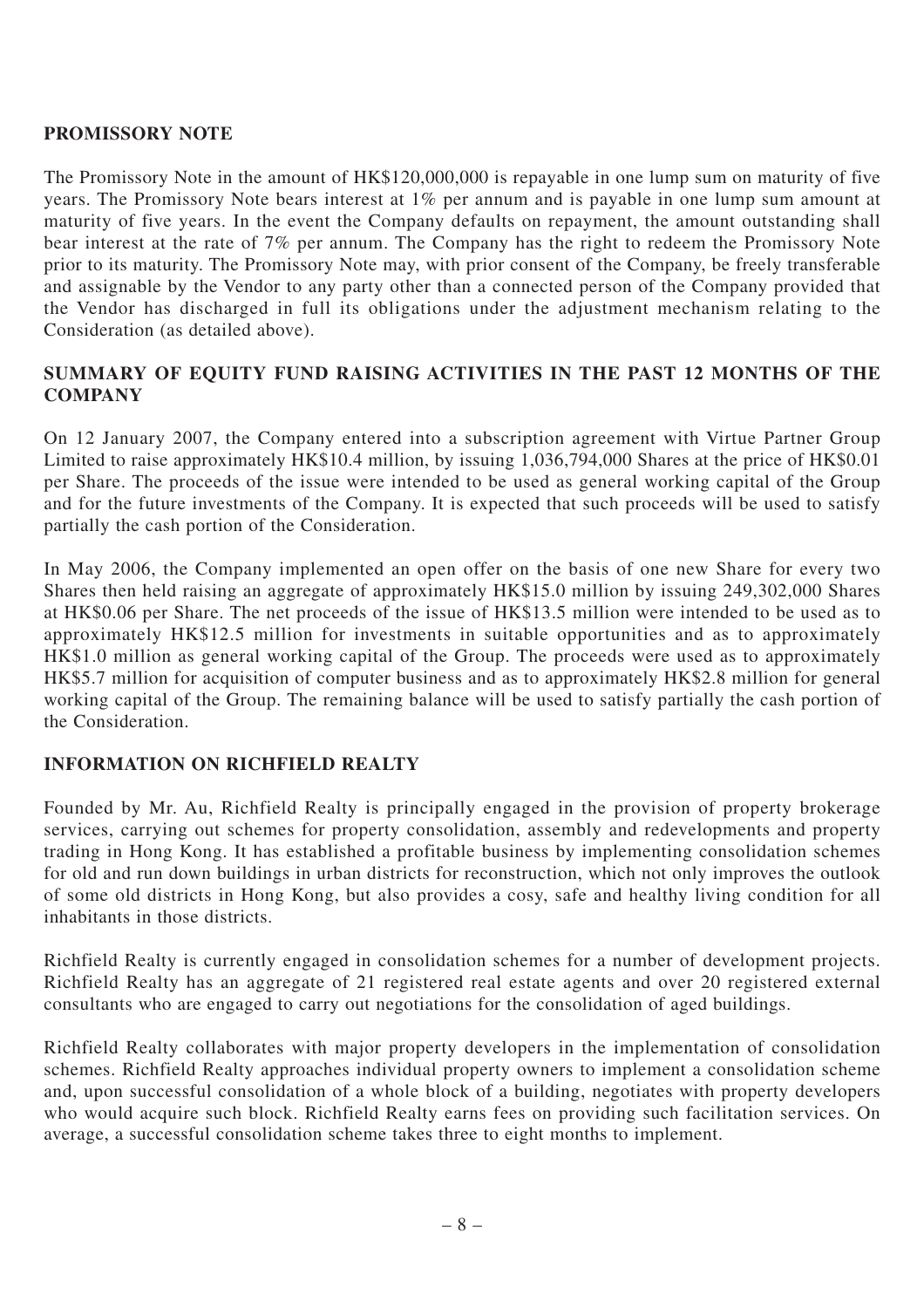## PROMISSORY NOTE

The Promissory Note in the amount of HK$120,000,000 is repayable in one lump sum on maturity of five years. The Promissory Note bears interest at 1% per annum and is payable in one lump sum amount at maturity of five years. In the event the Company defaults on repayment, the amount outstanding shall bear interest at the rate of 7% per annum. The Company has the right to redeem the Promissory Note prior to its maturity. The Promissory Note may, with prior consent of the Company, be freely transferable and assignable by the Vendor to any party other than a connected person of the Company provided that the Vendor has discharged in full its obligations under the adjustment mechanism relating to the Consideration (as detailed above).

## SUMMARY OF EQUITY FUND RAISING ACTIVITIES IN THE PAST 12 MONTHS OF THE COMPANY

On 12 January 2007, the Company entered into a subscription agreement with Virtue Partner Group Limited to raise approximately HK$10.4 million, by issuing 1,036,794,000 Shares at the price of HK$0.01 per Share. The proceeds of the issue were intended to be used as general working capital of the Group and for the future investments of the Company. It is expected that such proceeds will be used to satisfy partially the cash portion of the Consideration.

In May 2006, the Company implemented an open offer on the basis of one new Share for every two Shares then held raising an aggregate of approximately HK$15.0 million by issuing 249,302,000 Shares at HK$0.06 per Share. The net proceeds of the issue of HK$13.5 million were intended to be used as to approximately HK$12.5 million for investments in suitable opportunities and as to approximately HK$1.0 million as general working capital of the Group. The proceeds were used as to approximately HK$5.7 million for acquisition of computer business and as to approximately HK$2.8 million for general working capital of the Group. The remaining balance will be used to satisfy partially the cash portion of the Consideration.

## INFORMATION ON RICHFIELD REALTY

Founded by Mr. Au, Richfield Realty is principally engaged in the provision of property brokerage services, carrying out schemes for property consolidation, assembly and redevelopments and property trading in Hong Kong. It has established a profitable business by implementing consolidation schemes for old and run down buildings in urban districts for reconstruction, which not only improves the outlook of some old districts in Hong Kong, but also provides a cosy, safe and healthy living condition for all inhabitants in those districts.

Richfield Realty is currently engaged in consolidation schemes for a number of development projects. Richfield Realty has an aggregate of 21 registered real estate agents and over 20 registered external consultants who are engaged to carry out negotiations for the consolidation of aged buildings.

Richfield Realty collaborates with major property developers in the implementation of consolidation schemes. Richfield Realty approaches individual property owners to implement a consolidation scheme and, upon successful consolidation of a whole block of a building, negotiates with property developers who would acquire such block. Richfield Realty earns fees on providing such facilitation services. On average, a successful consolidation scheme takes three to eight months to implement.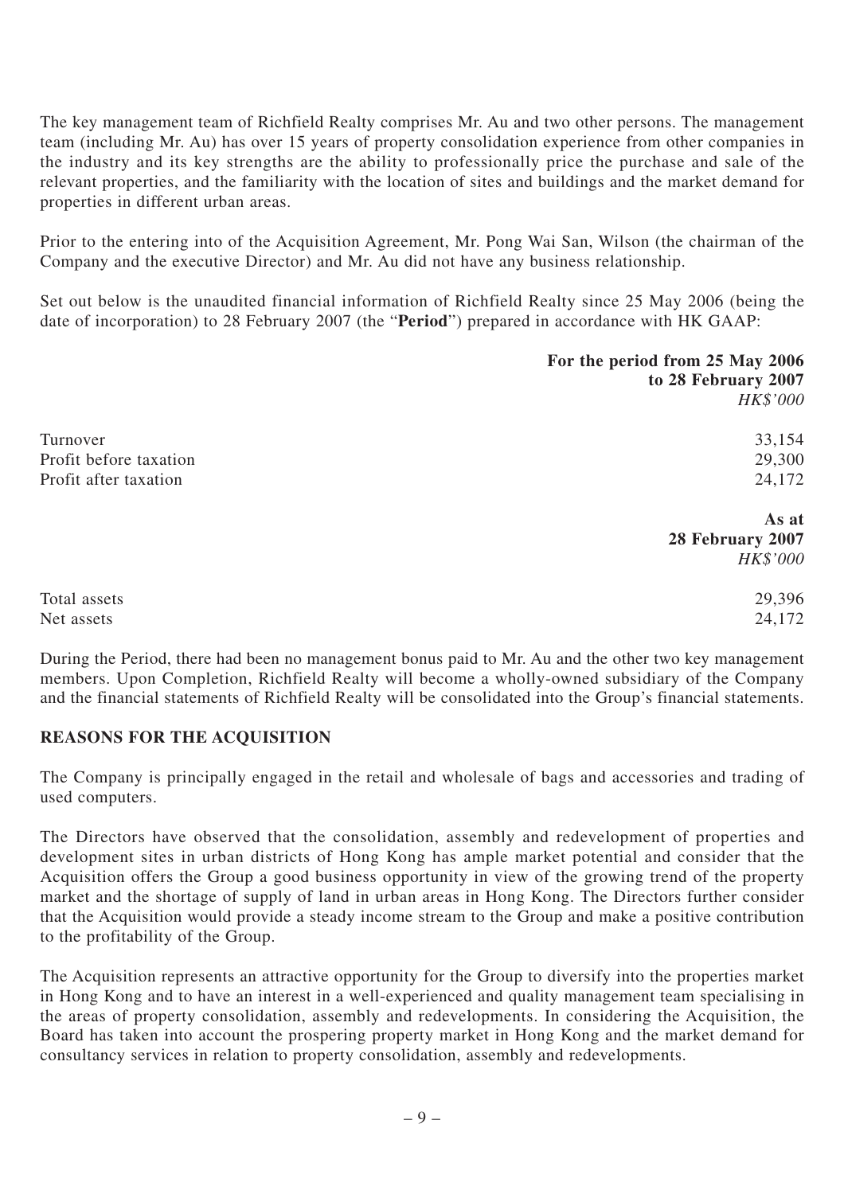The key management team of Richfield Realty comprises Mr. Au and two other persons. The management team (including Mr. Au) has over 15 years of property consolidation experience from other companies in the industry and its key strengths are the ability to professionally price the purchase and sale of the relevant properties, and the familiarity with the location of sites and buildings and the market demand for properties in different urban areas.

Prior to the entering into of the Acquisition Agreement, Mr. Pong Wai San, Wilson (the chairman of the Company and the executive Director) and Mr. Au did not have any business relationship.

Set out below is the unaudited financial information of Richfield Realty since 25 May 2006 (being the date of incorporation) to 28 February 2007 (the "**Period**") prepared in accordance with HK GAAP:

| | **For the period from 25 May 2006 to 28 February 2007** *HK$'000* |
|---|---|
| Turnover | 33,154 |
| Profit before taxation | 29,300 |
| Profit after taxation | 24,172 |

| | **As at 28 February 2007** *HK$'000* |
|---|---|
| Total assets | 29,396 |
| Net assets | 24,172 |

During the Period, there had been no management bonus paid to Mr. Au and the other two key management members. Upon Completion, Richfield Realty will become a wholly-owned subsidiary of the Company and the financial statements of Richfield Realty will be consolidated into the Group's financial statements.

## REASONS FOR THE ACQUISITION

The Company is principally engaged in the retail and wholesale of bags and accessories and trading of used computers.

The Directors have observed that the consolidation, assembly and redevelopment of properties and development sites in urban districts of Hong Kong has ample market potential and consider that the Acquisition offers the Group a good business opportunity in view of the growing trend of the property market and the shortage of supply of land in urban areas in Hong Kong. The Directors further consider that the Acquisition would provide a steady income stream to the Group and make a positive contribution to the profitability of the Group.

The Acquisition represents an attractive opportunity for the Group to diversify into the properties market in Hong Kong and to have an interest in a well-experienced and quality management team specialising in the areas of property consolidation, assembly and redevelopments. In considering the Acquisition, the Board has taken into account the prospering property market in Hong Kong and the market demand for consultancy services in relation to property consolidation, assembly and redevelopments.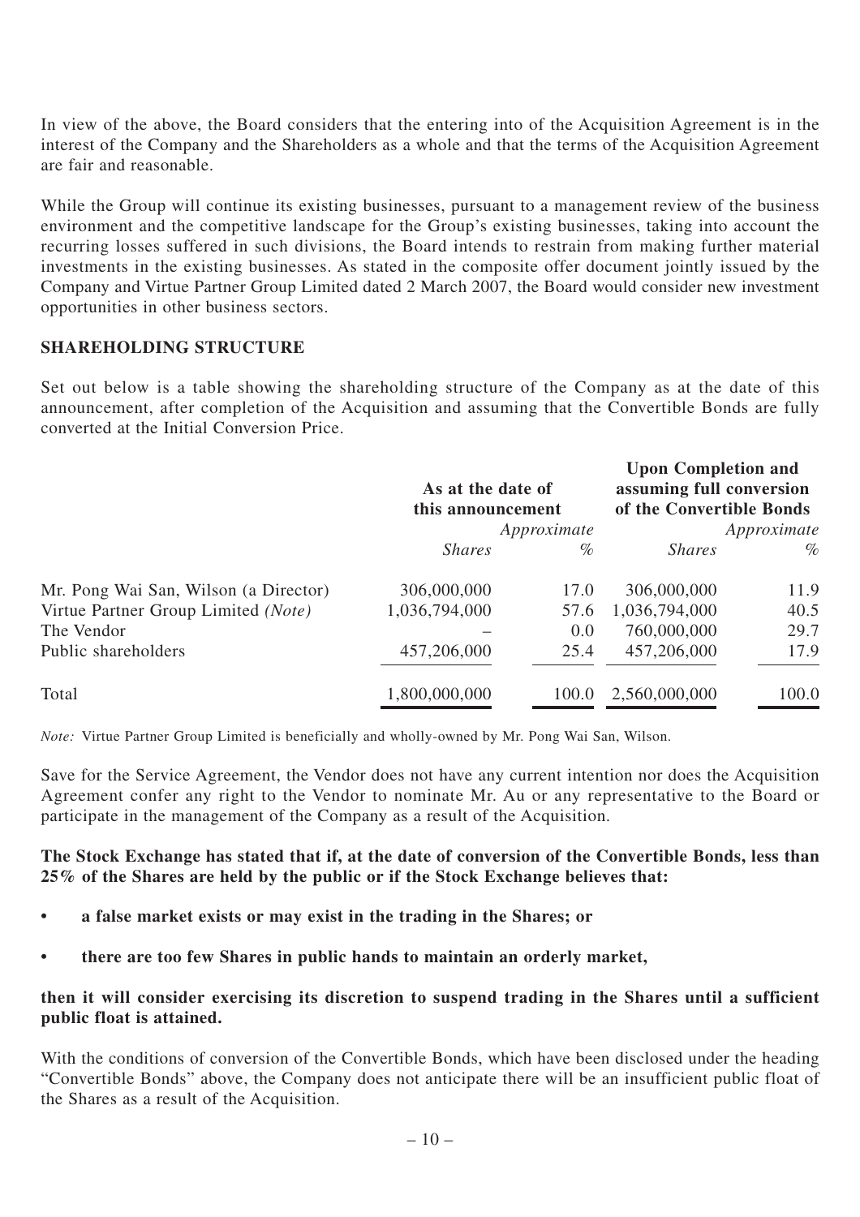In view of the above, the Board considers that the entering into of the Acquisition Agreement is in the interest of the Company and the Shareholders as a whole and that the terms of the Acquisition Agreement are fair and reasonable.

While the Group will continue its existing businesses, pursuant to a management review of the business environment and the competitive landscape for the Group's existing businesses, taking into account the recurring losses suffered in such divisions, the Board intends to restrain from making further material investments in the existing businesses. As stated in the composite offer document jointly issued by the Company and Virtue Partner Group Limited dated 2 March 2007, the Board would consider new investment opportunities in other business sectors.

## SHAREHOLDING STRUCTURE

Set out below is a table showing the shareholding structure of the Company as at the date of this announcement, after completion of the Acquisition and assuming that the Convertible Bonds are fully converted at the Initial Conversion Price.

| | As at the date of this announcement | | Upon Completion and assuming full conversion of the Convertible Bonds | |
|---|---|---|---|---|
| | *Shares* | *Approximate %* | *Shares* | *Approximate %* |
| Mr. Pong Wai San, Wilson (a Director) | 306,000,000 | 17.0 | 306,000,000 | 11.9 |
| Virtue Partner Group Limited *(Note)* | 1,036,794,000 | 57.6 | 1,036,794,000 | 40.5 |
| The Vendor | – | 0.0 | 760,000,000 | 29.7 |
| Public shareholders | 457,206,000 | 25.4 | 457,206,000 | 17.9 |
| Total | 1,800,000,000 | 100.0 | 2,560,000,000 | 100.0 |

*Note:* Virtue Partner Group Limited is beneficially and wholly-owned by Mr. Pong Wai San, Wilson.

Save for the Service Agreement, the Vendor does not have any current intention nor does the Acquisition Agreement confer any right to the Vendor to nominate Mr. Au or any representative to the Board or participate in the management of the Company as a result of the Acquisition.

**The Stock Exchange has stated that if, at the date of conversion of the Convertible Bonds, less than 25% of the Shares are held by the public or if the Stock Exchange believes that:**

- **a false market exists or may exist in the trading in the Shares; or**
- **there are too few Shares in public hands to maintain an orderly market,**

**then it will consider exercising its discretion to suspend trading in the Shares until a sufficient public float is attained.**

With the conditions of conversion of the Convertible Bonds, which have been disclosed under the heading "Convertible Bonds" above, the Company does not anticipate there will be an insufficient public float of the Shares as a result of the Acquisition.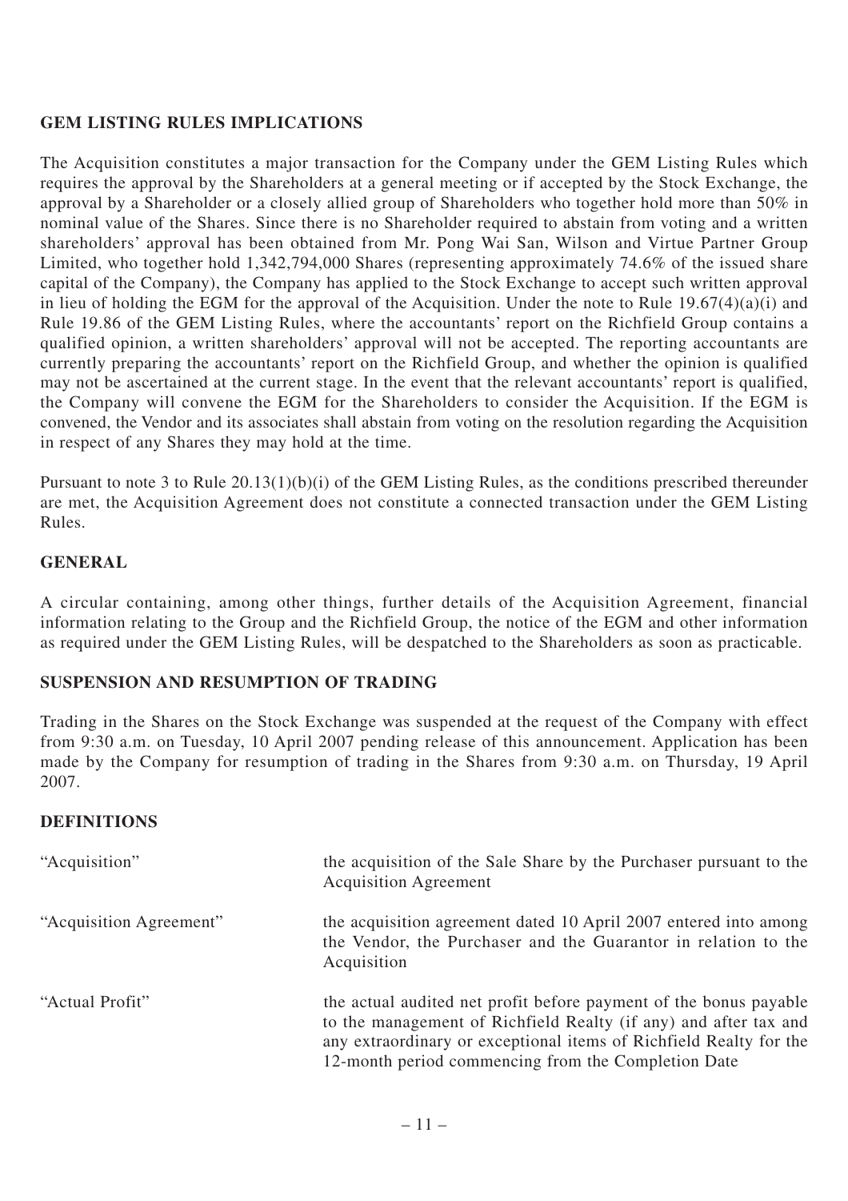## GEM LISTING RULES IMPLICATIONS

The Acquisition constitutes a major transaction for the Company under the GEM Listing Rules which requires the approval by the Shareholders at a general meeting or if accepted by the Stock Exchange, the approval by a Shareholder or a closely allied group of Shareholders who together hold more than 50% in nominal value of the Shares. Since there is no Shareholder required to abstain from voting and a written shareholders' approval has been obtained from Mr. Pong Wai San, Wilson and Virtue Partner Group Limited, who together hold 1,342,794,000 Shares (representing approximately 74.6% of the issued share capital of the Company), the Company has applied to the Stock Exchange to accept such written approval in lieu of holding the EGM for the approval of the Acquisition. Under the note to Rule 19.67(4)(a)(i) and Rule 19.86 of the GEM Listing Rules, where the accountants' report on the Richfield Group contains a qualified opinion, a written shareholders' approval will not be accepted. The reporting accountants are currently preparing the accountants' report on the Richfield Group, and whether the opinion is qualified may not be ascertained at the current stage. In the event that the relevant accountants' report is qualified, the Company will convene the EGM for the Shareholders to consider the Acquisition. If the EGM is convened, the Vendor and its associates shall abstain from voting on the resolution regarding the Acquisition in respect of any Shares they may hold at the time.

Pursuant to note 3 to Rule 20.13(1)(b)(i) of the GEM Listing Rules, as the conditions prescribed thereunder are met, the Acquisition Agreement does not constitute a connected transaction under the GEM Listing Rules.

## GENERAL

A circular containing, among other things, further details of the Acquisition Agreement, financial information relating to the Group and the Richfield Group, the notice of the EGM and other information as required under the GEM Listing Rules, will be despatched to the Shareholders as soon as practicable.

## SUSPENSION AND RESUMPTION OF TRADING

Trading in the Shares on the Stock Exchange was suspended at the request of the Company with effect from 9:30 a.m. on Tuesday, 10 April 2007 pending release of this announcement. Application has been made by the Company for resumption of trading in the Shares from 9:30 a.m. on Thursday, 19 April 2007.

## DEFINITIONS

| | |
|---|---|
| "Acquisition" | the acquisition of the Sale Share by the Purchaser pursuant to the Acquisition Agreement |
| "Acquisition Agreement" | the acquisition agreement dated 10 April 2007 entered into among the Vendor, the Purchaser and the Guarantor in relation to the Acquisition |
| "Actual Profit" | the actual audited net profit before payment of the bonus payable to the management of Richfield Realty (if any) and after tax and any extraordinary or exceptional items of Richfield Realty for the 12-month period commencing from the Completion Date |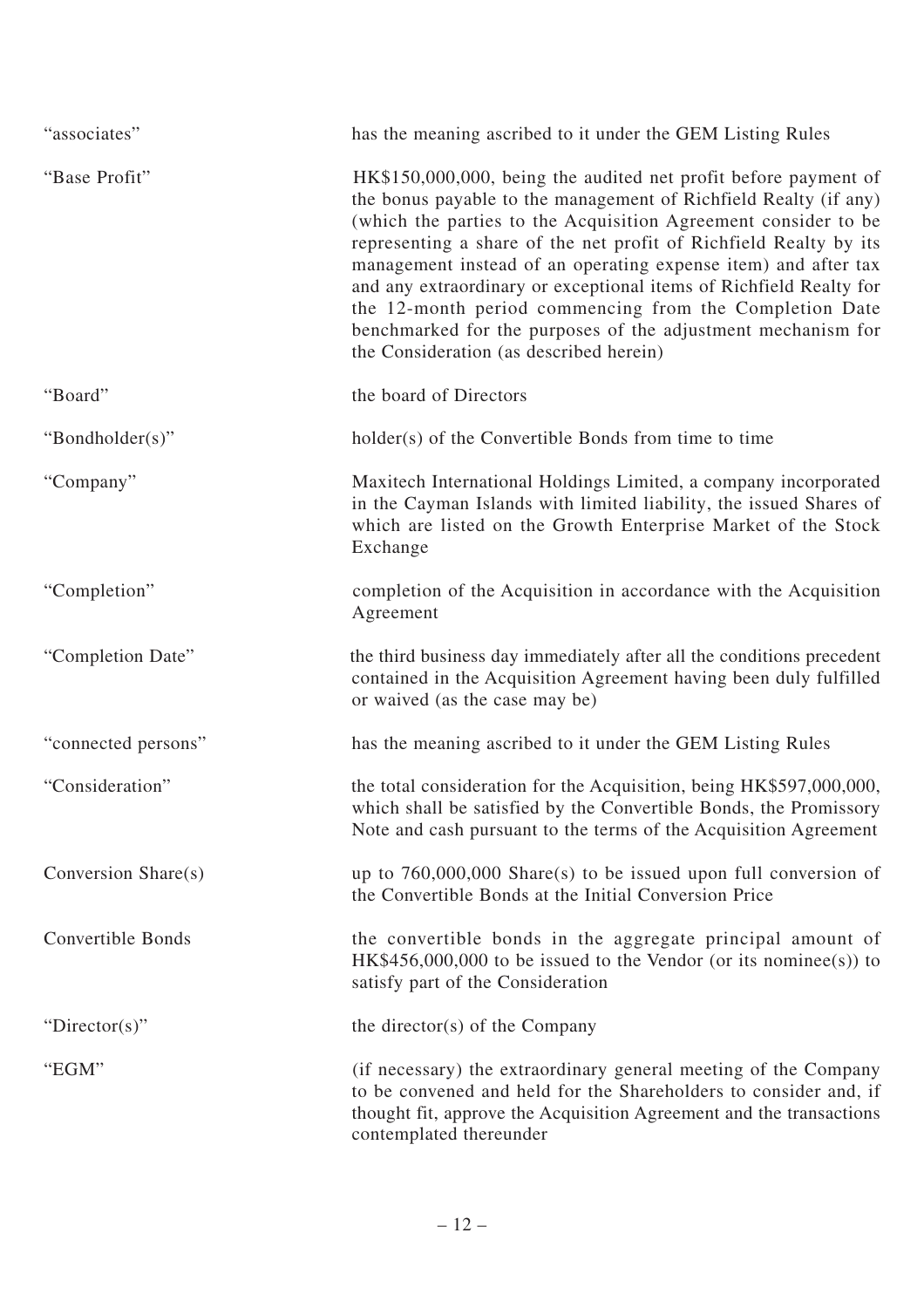| | |
|---|---|
| "associates" | has the meaning ascribed to it under the GEM Listing Rules |
| "Base Profit" | HK$150,000,000, being the audited net profit before payment of the bonus payable to the management of Richfield Realty (if any) (which the parties to the Acquisition Agreement consider to be representing a share of the net profit of Richfield Realty by its management instead of an operating expense item) and after tax and any extraordinary or exceptional items of Richfield Realty for the 12-month period commencing from the Completion Date benchmarked for the purposes of the adjustment mechanism for the Consideration (as described herein) |
| "Board" | the board of Directors |
| "Bondholder(s)" | holder(s) of the Convertible Bonds from time to time |
| "Company" | Maxitech International Holdings Limited, a company incorporated in the Cayman Islands with limited liability, the issued Shares of which are listed on the Growth Enterprise Market of the Stock Exchange |
| "Completion" | completion of the Acquisition in accordance with the Acquisition Agreement |
| "Completion Date" | the third business day immediately after all the conditions precedent contained in the Acquisition Agreement having been duly fulfilled or waived (as the case may be) |
| "connected persons" | has the meaning ascribed to it under the GEM Listing Rules |
| "Consideration" | the total consideration for the Acquisition, being HK$597,000,000, which shall be satisfied by the Convertible Bonds, the Promissory Note and cash pursuant to the terms of the Acquisition Agreement |
| Conversion Share(s) | up to 760,000,000 Share(s) to be issued upon full conversion of the Convertible Bonds at the Initial Conversion Price |
| Convertible Bonds | the convertible bonds in the aggregate principal amount of HK$456,000,000 to be issued to the Vendor (or its nominee(s)) to satisfy part of the Consideration |
| "Director(s)" | the director(s) of the Company |
| "EGM" | (if necessary) the extraordinary general meeting of the Company to be convened and held for the Shareholders to consider and, if thought fit, approve the Acquisition Agreement and the transactions contemplated thereunder |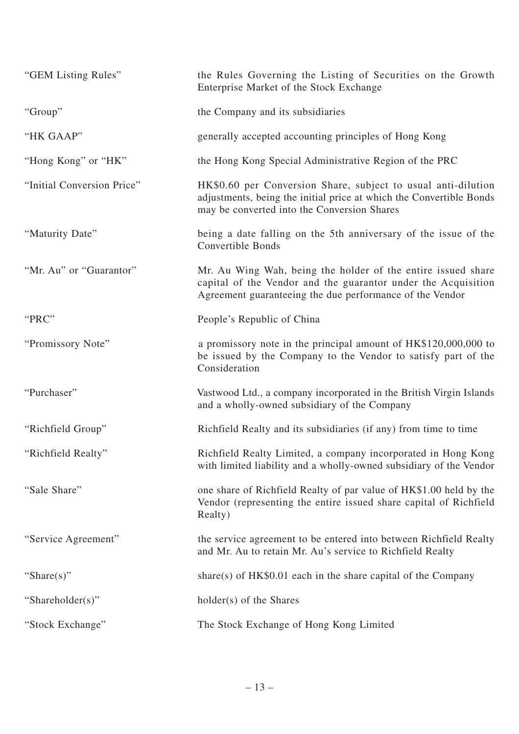| | |
|---|---|
| "GEM Listing Rules" | the Rules Governing the Listing of Securities on the Growth Enterprise Market of the Stock Exchange |
| "Group" | the Company and its subsidiaries |
| "HK GAAP" | generally accepted accounting principles of Hong Kong |
| "Hong Kong" or "HK" | the Hong Kong Special Administrative Region of the PRC |
| "Initial Conversion Price" | HK$0.60 per Conversion Share, subject to usual anti-dilution adjustments, being the initial price at which the Convertible Bonds may be converted into the Conversion Shares |
| "Maturity Date" | being a date falling on the 5th anniversary of the issue of the Convertible Bonds |
| "Mr. Au" or "Guarantor" | Mr. Au Wing Wah, being the holder of the entire issued share capital of the Vendor and the guarantor under the Acquisition Agreement guaranteeing the due performance of the Vendor |
| "PRC" | People's Republic of China |
| "Promissory Note" | a promissory note in the principal amount of HK$120,000,000 to be issued by the Company to the Vendor to satisfy part of the Consideration |
| "Purchaser" | Vastwood Ltd., a company incorporated in the British Virgin Islands and a wholly-owned subsidiary of the Company |
| "Richfield Group" | Richfield Realty and its subsidiaries (if any) from time to time |
| "Richfield Realty" | Richfield Realty Limited, a company incorporated in Hong Kong with limited liability and a wholly-owned subsidiary of the Vendor |
| "Sale Share" | one share of Richfield Realty of par value of HK$1.00 held by the Vendor (representing the entire issued share capital of Richfield Realty) |
| "Service Agreement" | the service agreement to be entered into between Richfield Realty and Mr. Au to retain Mr. Au's service to Richfield Realty |
| "Share(s)" | share(s) of HK$0.01 each in the share capital of the Company |
| "Shareholder(s)" | holder(s) of the Shares |
| "Stock Exchange" | The Stock Exchange of Hong Kong Limited |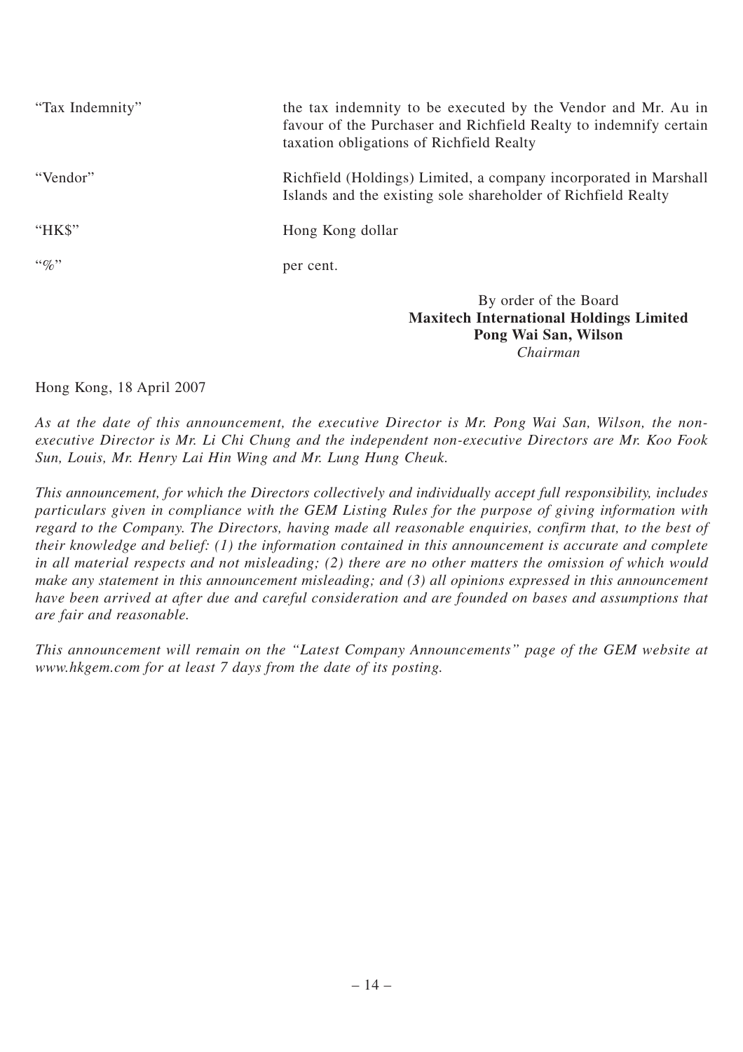| | |
|---|---|
| "Tax Indemnity" | the tax indemnity to be executed by the Vendor and Mr. Au in favour of the Purchaser and Richfield Realty to indemnify certain taxation obligations of Richfield Realty |
| "Vendor" | Richfield (Holdings) Limited, a company incorporated in Marshall Islands and the existing sole shareholder of Richfield Realty |
| "HK$" | Hong Kong dollar |
| "%" | per cent. |

By order of the Board
**Maxitech International Holdings Limited**
**Pong Wai San, Wilson**
*Chairman*

Hong Kong, 18 April 2007

*As at the date of this announcement, the executive Director is Mr. Pong Wai San, Wilson, the non-executive Director is Mr. Li Chi Chung and the independent non-executive Directors are Mr. Koo Fook Sun, Louis, Mr. Henry Lai Hin Wing and Mr. Lung Hung Cheuk.*

*This announcement, for which the Directors collectively and individually accept full responsibility, includes particulars given in compliance with the GEM Listing Rules for the purpose of giving information with regard to the Company. The Directors, having made all reasonable enquiries, confirm that, to the best of their knowledge and belief: (1) the information contained in this announcement is accurate and complete in all material respects and not misleading; (2) there are no other matters the omission of which would make any statement in this announcement misleading; and (3) all opinions expressed in this announcement have been arrived at after due and careful consideration and are founded on bases and assumptions that are fair and reasonable.*

*This announcement will remain on the "Latest Company Announcements" page of the GEM website at www.hkgem.com for at least 7 days from the date of its posting.*